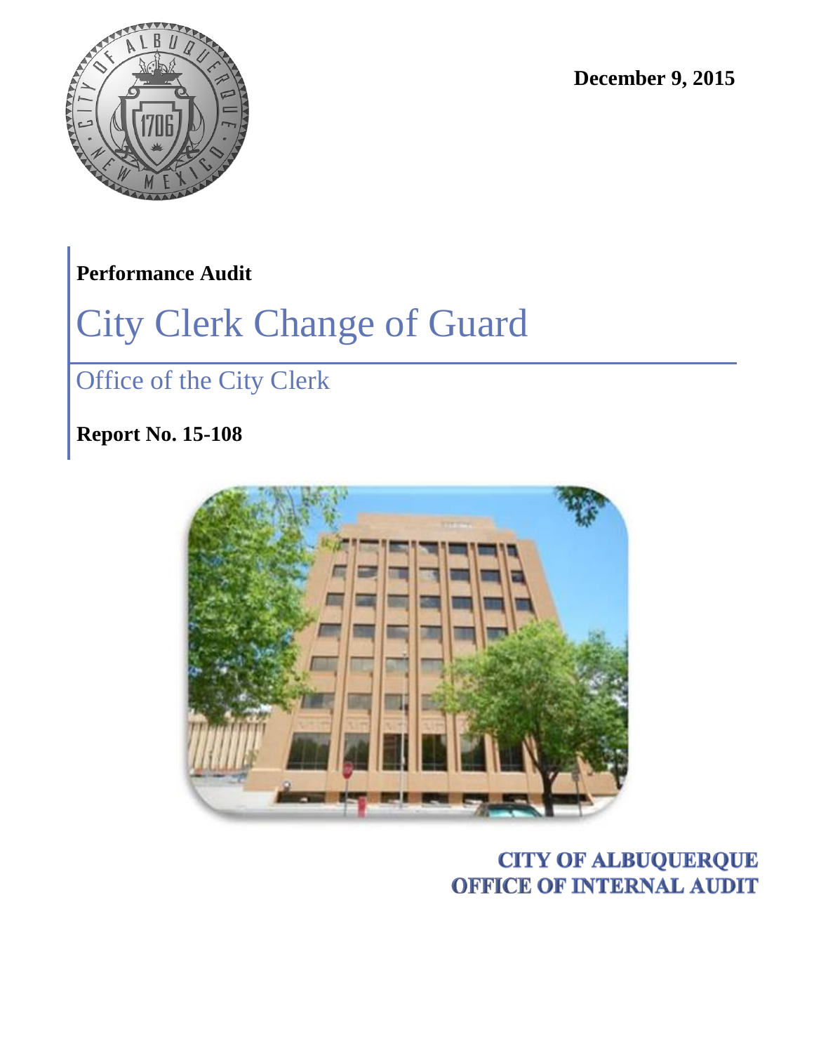December 9, 2015

**Performance Audit**

# City Clerk Change of Guard

## Office of the City Clerk

**Report No. 15-108**

**CITY OF ALBUQUERQUE**
**OFFICE OF INTERNAL AUDIT**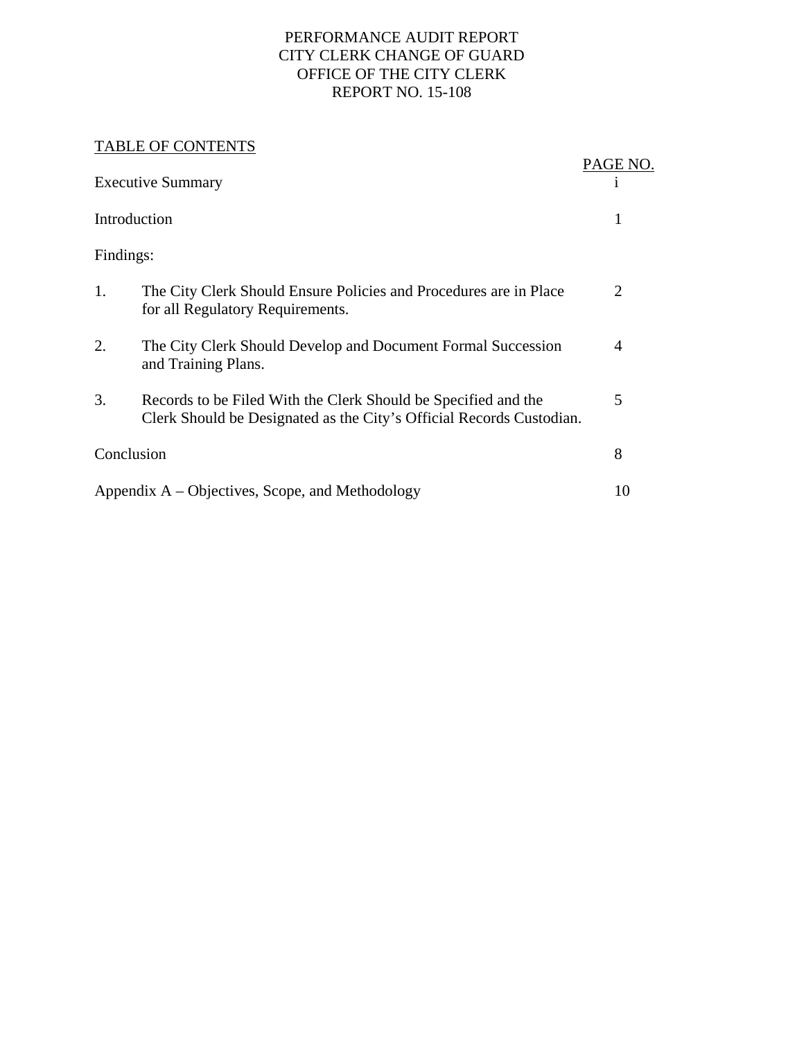# PERFORMANCE AUDIT REPORT
# CITY CLERK CHANGE OF GUARD
# OFFICE OF THE CITY CLERK
# REPORT NO. 15-108

## TABLE OF CONTENTS

| | PAGE NO. |
|---|---|
| Executive Summary | i |
| Introduction | 1 |
| Findings: | |
| 1. The City Clerk Should Ensure Policies and Procedures are in Place for all Regulatory Requirements. | 2 |
| 2. The City Clerk Should Develop and Document Formal Succession and Training Plans. | 4 |
| 3. Records to be Filed With the Clerk Should be Specified and the Clerk Should be Designated as the City's Official Records Custodian. | 5 |
| Conclusion | 8 |
| Appendix A – Objectives, Scope, and Methodology | 10 |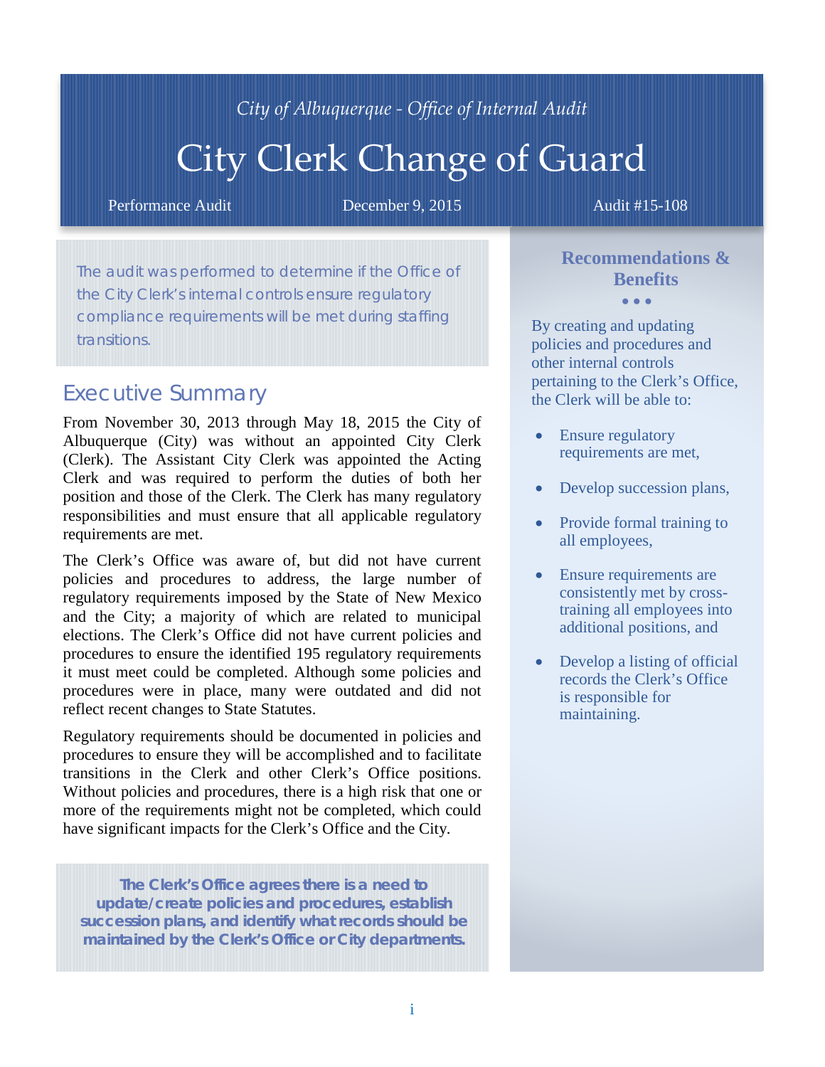*City of Albuquerque - Office of Internal Audit*

# City Clerk Change of Guard

Performance Audit | December 9, 2015 | Audit #15-108

The audit was performed to determine if the Office of the City Clerk's internal controls ensure regulatory compliance requirements will be met during staffing transitions.

## Executive Summary

From November 30, 2013 through May 18, 2015 the City of Albuquerque (City) was without an appointed City Clerk (Clerk). The Assistant City Clerk was appointed the Acting Clerk and was required to perform the duties of both her position and those of the Clerk. The Clerk has many regulatory responsibilities and must ensure that all applicable regulatory requirements are met.

The Clerk's Office was aware of, but did not have current policies and procedures to address, the large number of regulatory requirements imposed by the State of New Mexico and the City; a majority of which are related to municipal elections. The Clerk's Office did not have current policies and procedures to ensure the identified 195 regulatory requirements it must meet could be completed. Although some policies and procedures were in place, many were outdated and did not reflect recent changes to State Statutes.

Regulatory requirements should be documented in policies and procedures to ensure they will be accomplished and to facilitate transitions in the Clerk and other Clerk's Office positions. Without policies and procedures, there is a high risk that one or more of the requirements might not be completed, which could have significant impacts for the Clerk's Office and the City.

**The Clerk's Office agrees there is a need to update/create policies and procedures, establish succession plans, and identify what records should be maintained by the Clerk's Office or City departments.**

### Recommendations & Benefits

By creating and updating policies and procedures and other internal controls pertaining to the Clerk's Office, the Clerk will be able to:

- Ensure regulatory requirements are met,
- Develop succession plans,
- Provide formal training to all employees,
- Ensure requirements are consistently met by cross-training all employees into additional positions, and
- Develop a listing of official records the Clerk's Office is responsible for maintaining.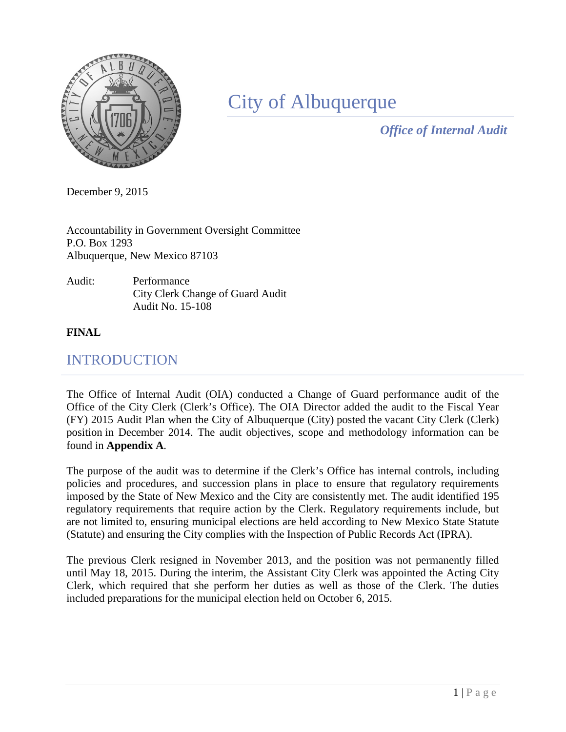# City of Albuquerque

***Office of Internal Audit***

December 9, 2015

Accountability in Government Oversight Committee
P.O. Box 1293
Albuquerque, New Mexico 87103

Audit: Performance
City Clerk Change of Guard Audit
Audit No. 15-108

**FINAL**

## INTRODUCTION

The Office of Internal Audit (OIA) conducted a Change of Guard performance audit of the Office of the City Clerk (Clerk's Office). The OIA Director added the audit to the Fiscal Year (FY) 2015 Audit Plan when the City of Albuquerque (City) posted the vacant City Clerk (Clerk) position in December 2014. The audit objectives, scope and methodology information can be found in **Appendix A**.

The purpose of the audit was to determine if the Clerk's Office has internal controls, including policies and procedures, and succession plans in place to ensure that regulatory requirements imposed by the State of New Mexico and the City are consistently met. The audit identified 195 regulatory requirements that require action by the Clerk. Regulatory requirements include, but are not limited to, ensuring municipal elections are held according to New Mexico State Statute (Statute) and ensuring the City complies with the Inspection of Public Records Act (IPRA).

The previous Clerk resigned in November 2013, and the position was not permanently filled until May 18, 2015. During the interim, the Assistant City Clerk was appointed the Acting City Clerk, which required that she perform her duties as well as those of the Clerk. The duties included preparations for the municipal election held on October 6, 2015.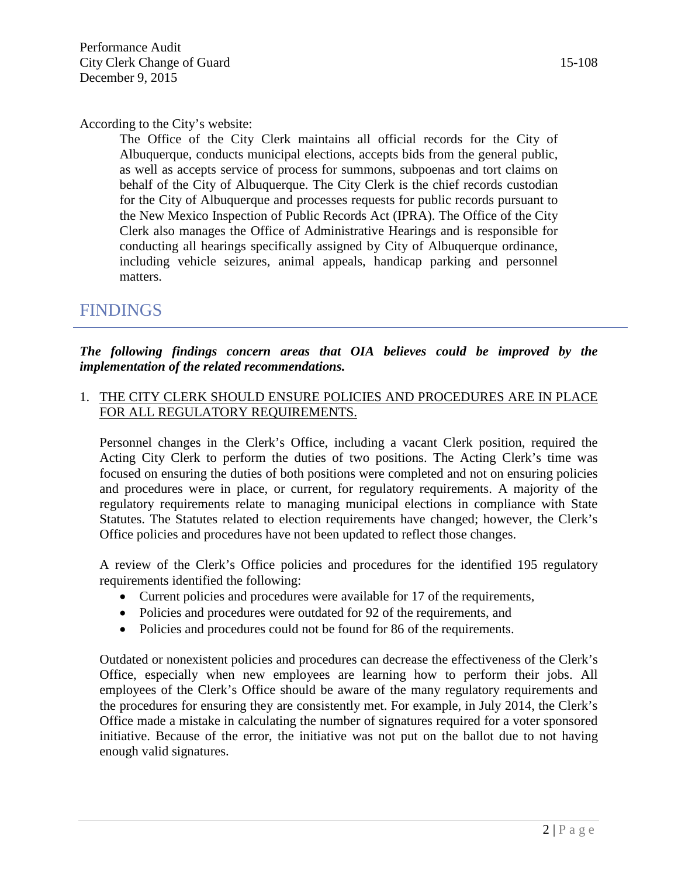According to the City's website:

> The Office of the City Clerk maintains all official records for the City of Albuquerque, conducts municipal elections, accepts bids from the general public, as well as accepts service of process for summons, subpoenas and tort claims on behalf of the City of Albuquerque. The City Clerk is the chief records custodian for the City of Albuquerque and processes requests for public records pursuant to the New Mexico Inspection of Public Records Act (IPRA). The Office of the City Clerk also manages the Office of Administrative Hearings and is responsible for conducting all hearings specifically assigned by City of Albuquerque ordinance, including vehicle seizures, animal appeals, handicap parking and personnel matters.

# FINDINGS

***The following findings concern areas that OIA believes could be improved by the implementation of the related recommendations.***

1. THE CITY CLERK SHOULD ENSURE POLICIES AND PROCEDURES ARE IN PLACE FOR ALL REGULATORY REQUIREMENTS.

   Personnel changes in the Clerk's Office, including a vacant Clerk position, required the Acting City Clerk to perform the duties of two positions. The Acting Clerk's time was focused on ensuring the duties of both positions were completed and not on ensuring policies and procedures were in place, or current, for regulatory requirements. A majority of the regulatory requirements relate to managing municipal elections in compliance with State Statutes. The Statutes related to election requirements have changed; however, the Clerk's Office policies and procedures have not been updated to reflect those changes.

   A review of the Clerk's Office policies and procedures for the identified 195 regulatory requirements identified the following:

   - Current policies and procedures were available for 17 of the requirements,
   - Policies and procedures were outdated for 92 of the requirements, and
   - Policies and procedures could not be found for 86 of the requirements.

   Outdated or nonexistent policies and procedures can decrease the effectiveness of the Clerk's Office, especially when new employees are learning how to perform their jobs. All employees of the Clerk's Office should be aware of the many regulatory requirements and the procedures for ensuring they are consistently met. For example, in July 2014, the Clerk's Office made a mistake in calculating the number of signatures required for a voter sponsored initiative. Because of the error, the initiative was not put on the ballot due to not having enough valid signatures.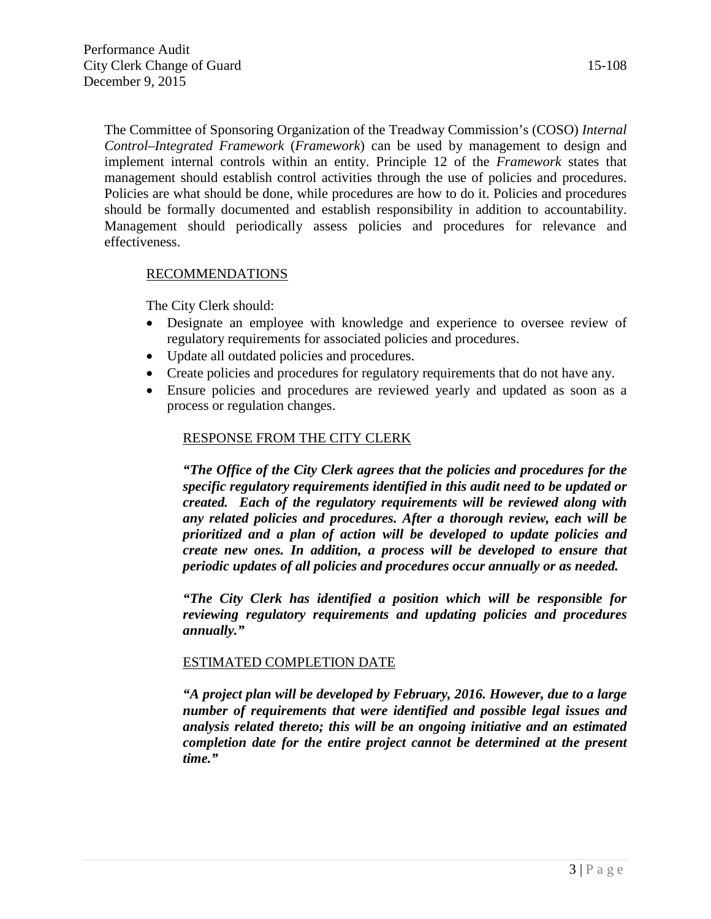The Committee of Sponsoring Organization of the Treadway Commission's (COSO) *Internal Control–Integrated Framework* (*Framework*) can be used by management to design and implement internal controls within an entity. Principle 12 of the *Framework* states that management should establish control activities through the use of policies and procedures. Policies are what should be done, while procedures are how to do it. Policies and procedures should be formally documented and establish responsibility in addition to accountability. Management should periodically assess policies and procedures for relevance and effectiveness.

RECOMMENDATIONS

The City Clerk should:

- Designate an employee with knowledge and experience to oversee review of regulatory requirements for associated policies and procedures.
- Update all outdated policies and procedures.
- Create policies and procedures for regulatory requirements that do not have any.
- Ensure policies and procedures are reviewed yearly and updated as soon as a process or regulation changes.

RESPONSE FROM THE CITY CLERK

***"The Office of the City Clerk agrees that the policies and procedures for the specific regulatory requirements identified in this audit need to be updated or created. Each of the regulatory requirements will be reviewed along with any related policies and procedures. After a thorough review, each will be prioritized and a plan of action will be developed to update policies and create new ones. In addition, a process will be developed to ensure that periodic updates of all policies and procedures occur annually or as needed.***

***"The City Clerk has identified a position which will be responsible for reviewing regulatory requirements and updating policies and procedures annually."***

ESTIMATED COMPLETION DATE

***"A project plan will be developed by February, 2016. However, due to a large number of requirements that were identified and possible legal issues and analysis related thereto; this will be an ongoing initiative and an estimated completion date for the entire project cannot be determined at the present time."***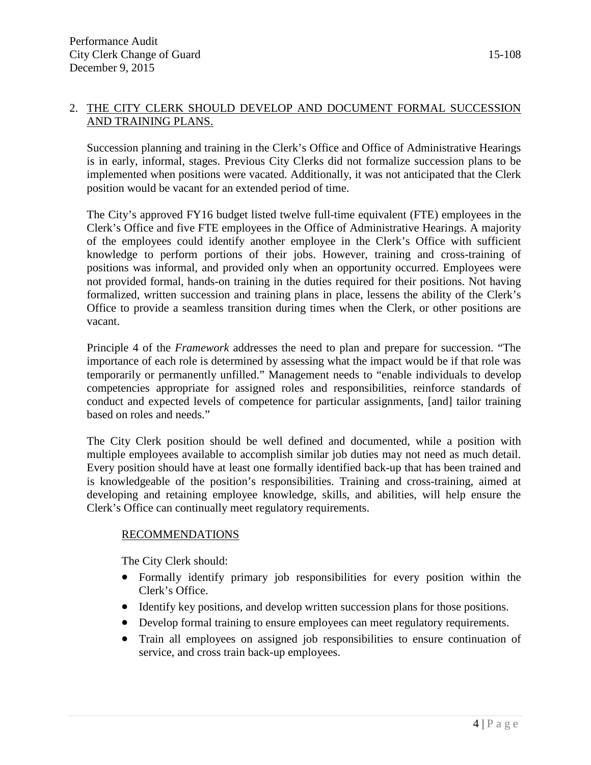## 2. THE CITY CLERK SHOULD DEVELOP AND DOCUMENT FORMAL SUCCESSION AND TRAINING PLANS.

Succession planning and training in the Clerk's Office and Office of Administrative Hearings is in early, informal, stages. Previous City Clerks did not formalize succession plans to be implemented when positions were vacated. Additionally, it was not anticipated that the Clerk position would be vacant for an extended period of time.

The City's approved FY16 budget listed twelve full-time equivalent (FTE) employees in the Clerk's Office and five FTE employees in the Office of Administrative Hearings. A majority of the employees could identify another employee in the Clerk's Office with sufficient knowledge to perform portions of their jobs. However, training and cross-training of positions was informal, and provided only when an opportunity occurred. Employees were not provided formal, hands-on training in the duties required for their positions. Not having formalized, written succession and training plans in place, lessens the ability of the Clerk's Office to provide a seamless transition during times when the Clerk, or other positions are vacant.

Principle 4 of the *Framework* addresses the need to plan and prepare for succession. "The importance of each role is determined by assessing what the impact would be if that role was temporarily or permanently unfilled." Management needs to "enable individuals to develop competencies appropriate for assigned roles and responsibilities, reinforce standards of conduct and expected levels of competence for particular assignments, [and] tailor training based on roles and needs."

The City Clerk position should be well defined and documented, while a position with multiple employees available to accomplish similar job duties may not need as much detail. Every position should have at least one formally identified back-up that has been trained and is knowledgeable of the position's responsibilities. Training and cross-training, aimed at developing and retaining employee knowledge, skills, and abilities, will help ensure the Clerk's Office can continually meet regulatory requirements.

### RECOMMENDATIONS

The City Clerk should:

- Formally identify primary job responsibilities for every position within the Clerk's Office.
- Identify key positions, and develop written succession plans for those positions.
- Develop formal training to ensure employees can meet regulatory requirements.
- Train all employees on assigned job responsibilities to ensure continuation of service, and cross train back-up employees.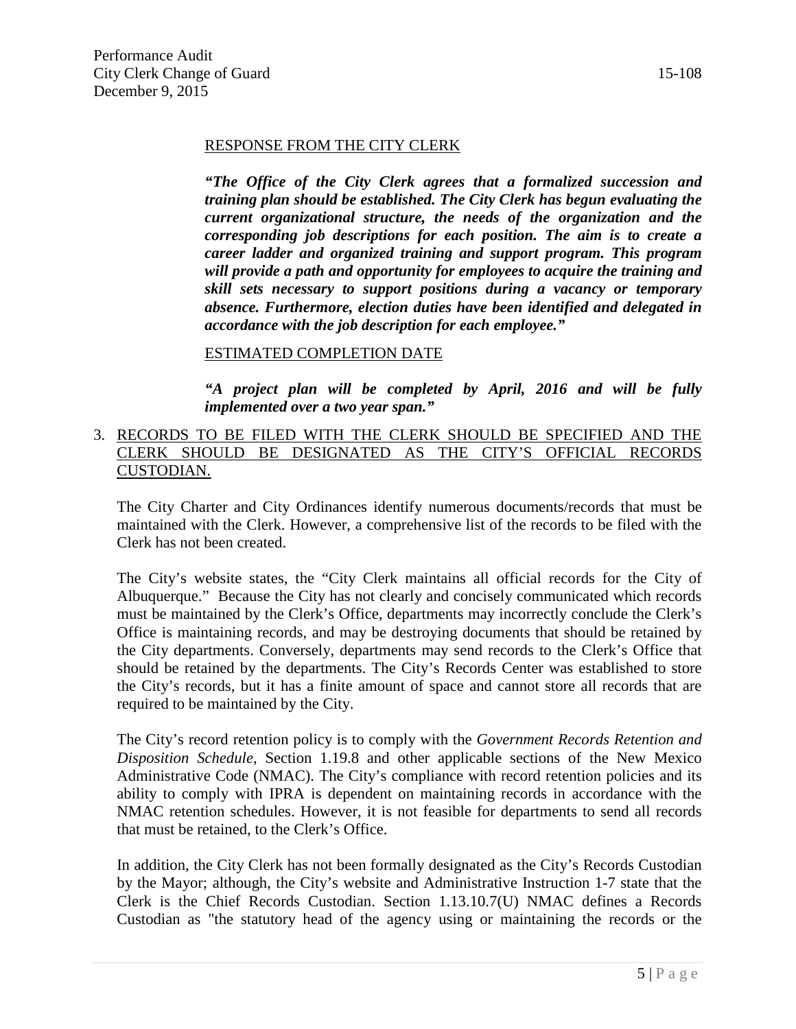RESPONSE FROM THE CITY CLERK

***"The Office of the City Clerk agrees that a formalized succession and training plan should be established. The City Clerk has begun evaluating the current organizational structure, the needs of the organization and the corresponding job descriptions for each position. The aim is to create a career ladder and organized training and support program. This program will provide a path and opportunity for employees to acquire the training and skill sets necessary to support positions during a vacancy or temporary absence. Furthermore, election duties have been identified and delegated in accordance with the job description for each employee."***

ESTIMATED COMPLETION DATE

***"A project plan will be completed by April, 2016 and will be fully implemented over a two year span."***

3. RECORDS TO BE FILED WITH THE CLERK SHOULD BE SPECIFIED AND THE CLERK SHOULD BE DESIGNATED AS THE CITY'S OFFICIAL RECORDS CUSTODIAN.

The City Charter and City Ordinances identify numerous documents/records that must be maintained with the Clerk. However, a comprehensive list of the records to be filed with the Clerk has not been created.

The City's website states, the "City Clerk maintains all official records for the City of Albuquerque." Because the City has not clearly and concisely communicated which records must be maintained by the Clerk's Office, departments may incorrectly conclude the Clerk's Office is maintaining records, and may be destroying documents that should be retained by the City departments. Conversely, departments may send records to the Clerk's Office that should be retained by the departments. The City's Records Center was established to store the City's records, but it has a finite amount of space and cannot store all records that are required to be maintained by the City.

The City's record retention policy is to comply with the *Government Records Retention and Disposition Schedule*, Section 1.19.8 and other applicable sections of the New Mexico Administrative Code (NMAC). The City's compliance with record retention policies and its ability to comply with IPRA is dependent on maintaining records in accordance with the NMAC retention schedules. However, it is not feasible for departments to send all records that must be retained, to the Clerk's Office.

In addition, the City Clerk has not been formally designated as the City's Records Custodian by the Mayor; although, the City's website and Administrative Instruction 1-7 state that the Clerk is the Chief Records Custodian. Section 1.13.10.7(U) NMAC defines a Records Custodian as "the statutory head of the agency using or maintaining the records or the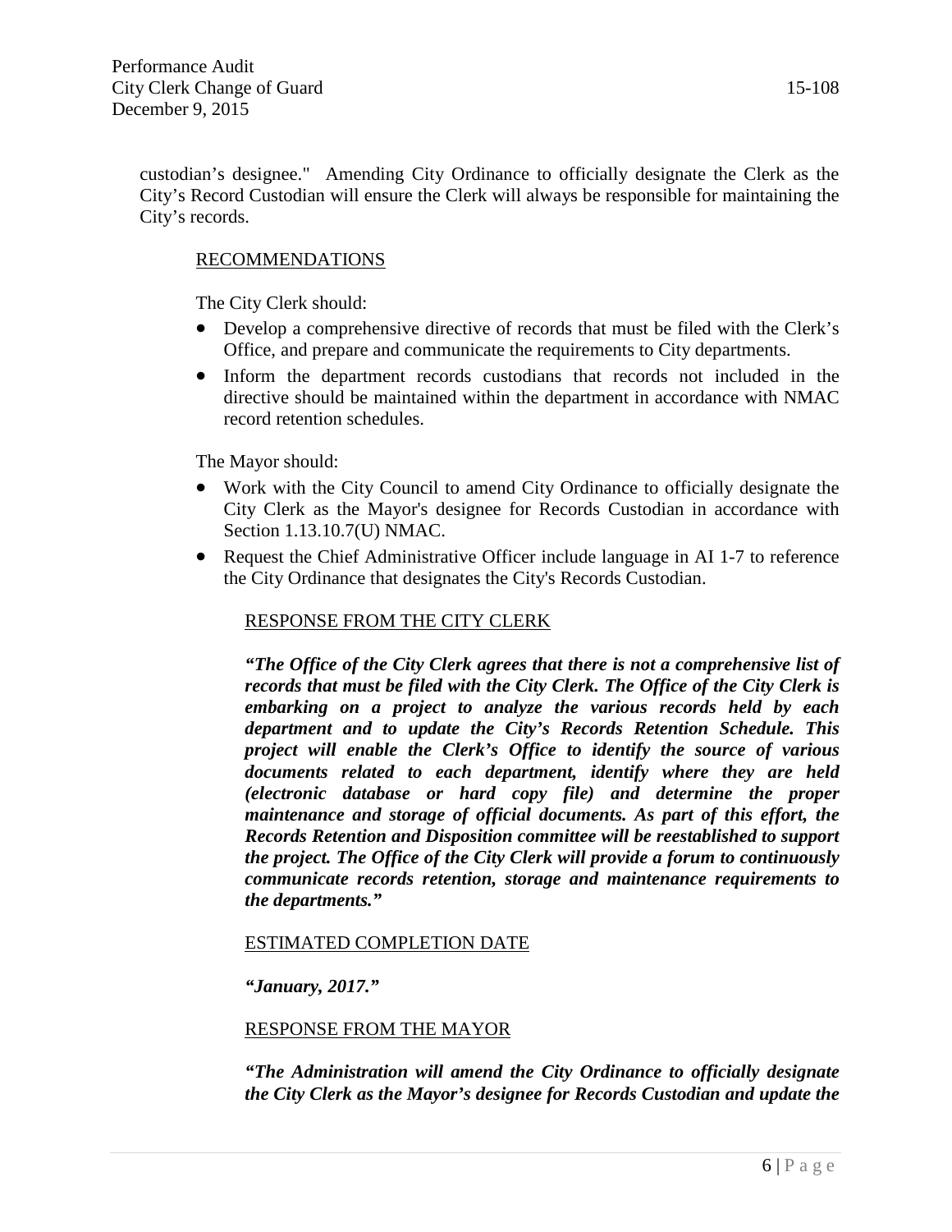custodian's designee." Amending City Ordinance to officially designate the Clerk as the City's Record Custodian will ensure the Clerk will always be responsible for maintaining the City's records.

RECOMMENDATIONS

The City Clerk should:

- Develop a comprehensive directive of records that must be filed with the Clerk's Office, and prepare and communicate the requirements to City departments.
- Inform the department records custodians that records not included in the directive should be maintained within the department in accordance with NMAC record retention schedules.

The Mayor should:

- Work with the City Council to amend City Ordinance to officially designate the City Clerk as the Mayor's designee for Records Custodian in accordance with Section 1.13.10.7(U) NMAC.
- Request the Chief Administrative Officer include language in AI 1-7 to reference the City Ordinance that designates the City's Records Custodian.

RESPONSE FROM THE CITY CLERK

***"The Office of the City Clerk agrees that there is not a comprehensive list of records that must be filed with the City Clerk. The Office of the City Clerk is embarking on a project to analyze the various records held by each department and to update the City's Records Retention Schedule. This project will enable the Clerk's Office to identify the source of various documents related to each department, identify where they are held (electronic database or hard copy file) and determine the proper maintenance and storage of official documents. As part of this effort, the Records Retention and Disposition committee will be reestablished to support the project. The Office of the City Clerk will provide a forum to continuously communicate records retention, storage and maintenance requirements to the departments."***

ESTIMATED COMPLETION DATE

***"January, 2017."***

RESPONSE FROM THE MAYOR

***"The Administration will amend the City Ordinance to officially designate the City Clerk as the Mayor's designee for Records Custodian and update the***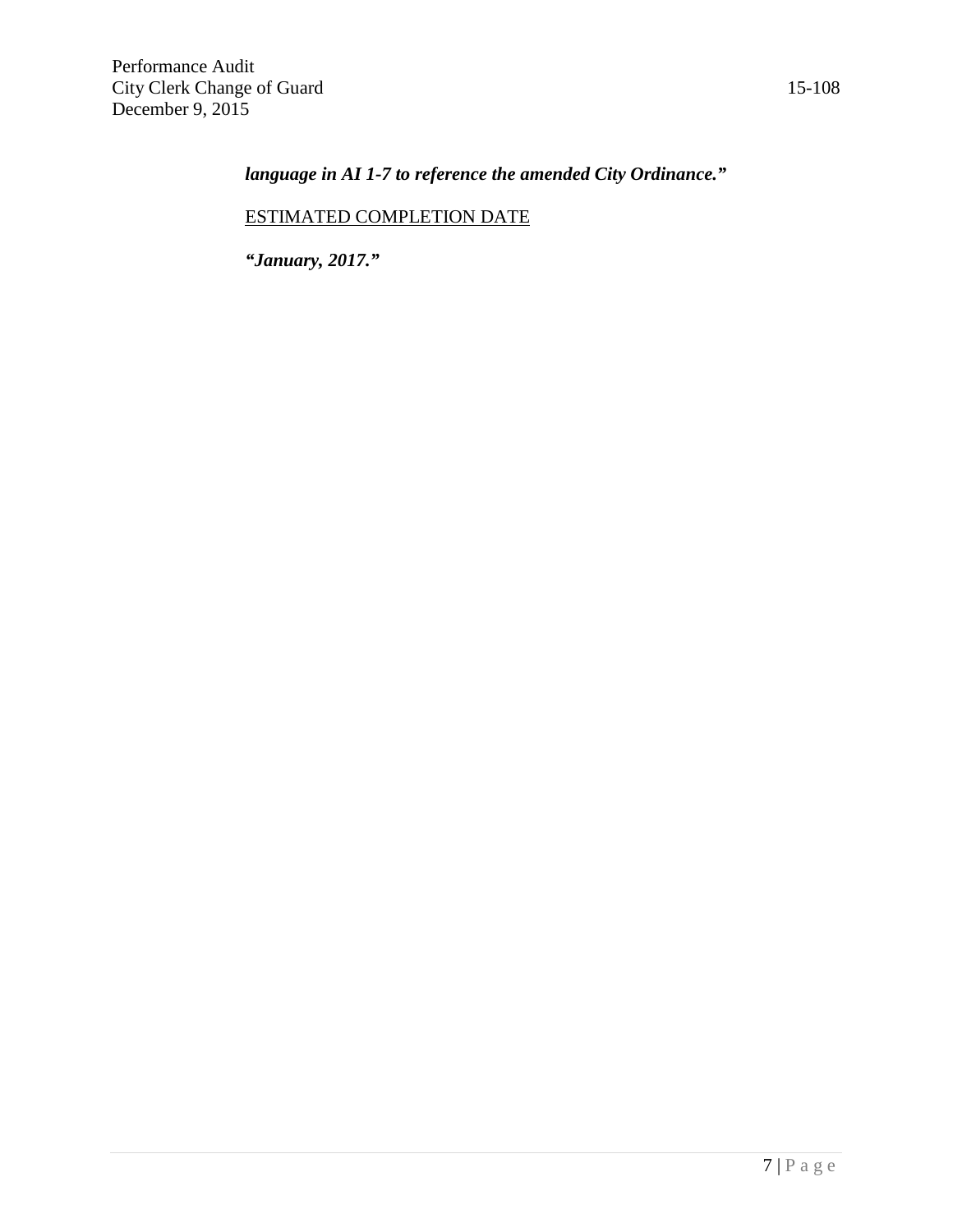***language in AI 1-7 to reference the amended City Ordinance."***

<u>ESTIMATED COMPLETION DATE</u>

***"January, 2017."***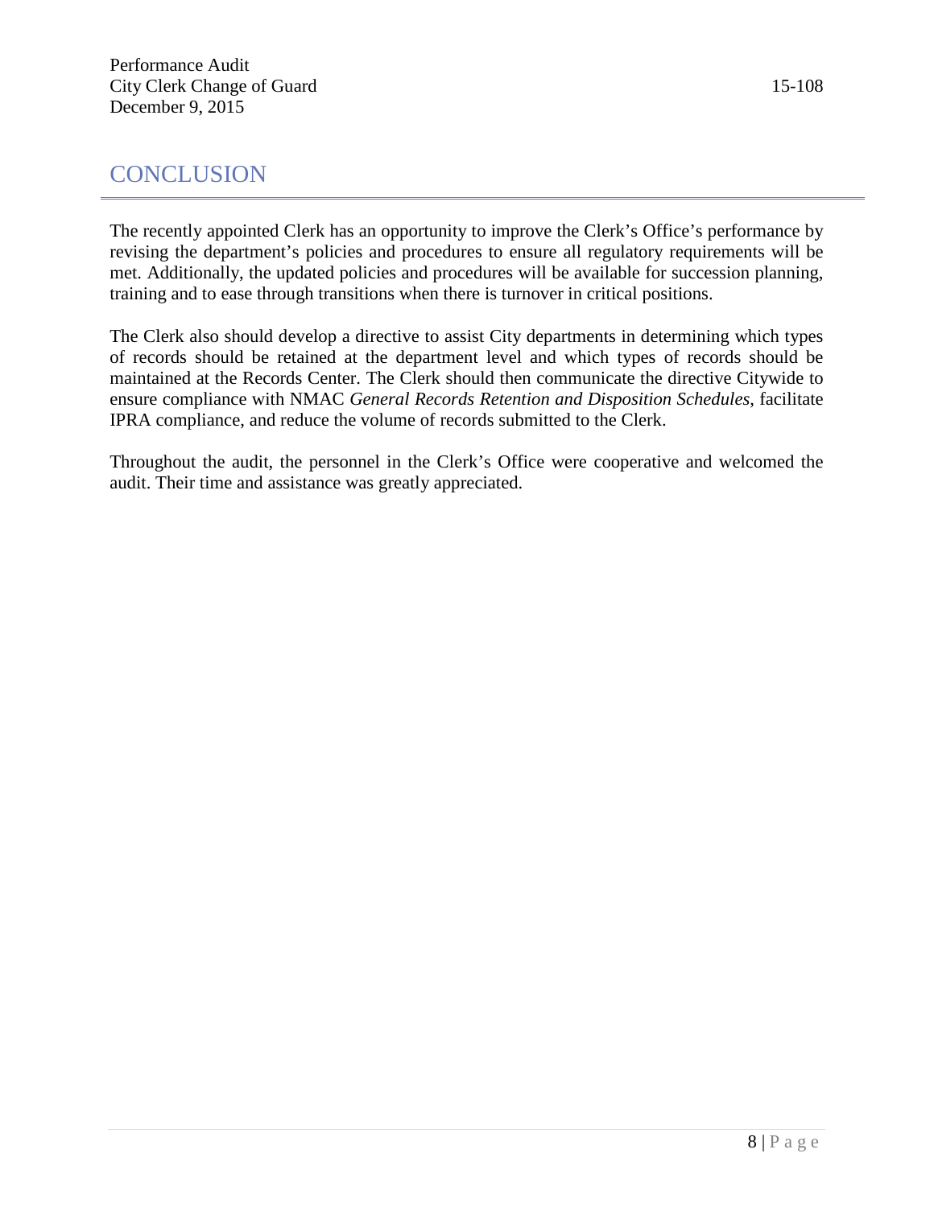# CONCLUSION

The recently appointed Clerk has an opportunity to improve the Clerk's Office's performance by revising the department's policies and procedures to ensure all regulatory requirements will be met. Additionally, the updated policies and procedures will be available for succession planning, training and to ease through transitions when there is turnover in critical positions.

The Clerk also should develop a directive to assist City departments in determining which types of records should be retained at the department level and which types of records should be maintained at the Records Center. The Clerk should then communicate the directive Citywide to ensure compliance with NMAC *General Records Retention and Disposition Schedules*, facilitate IPRA compliance, and reduce the volume of records submitted to the Clerk.

Throughout the audit, the personnel in the Clerk's Office were cooperative and welcomed the audit. Their time and assistance was greatly appreciated.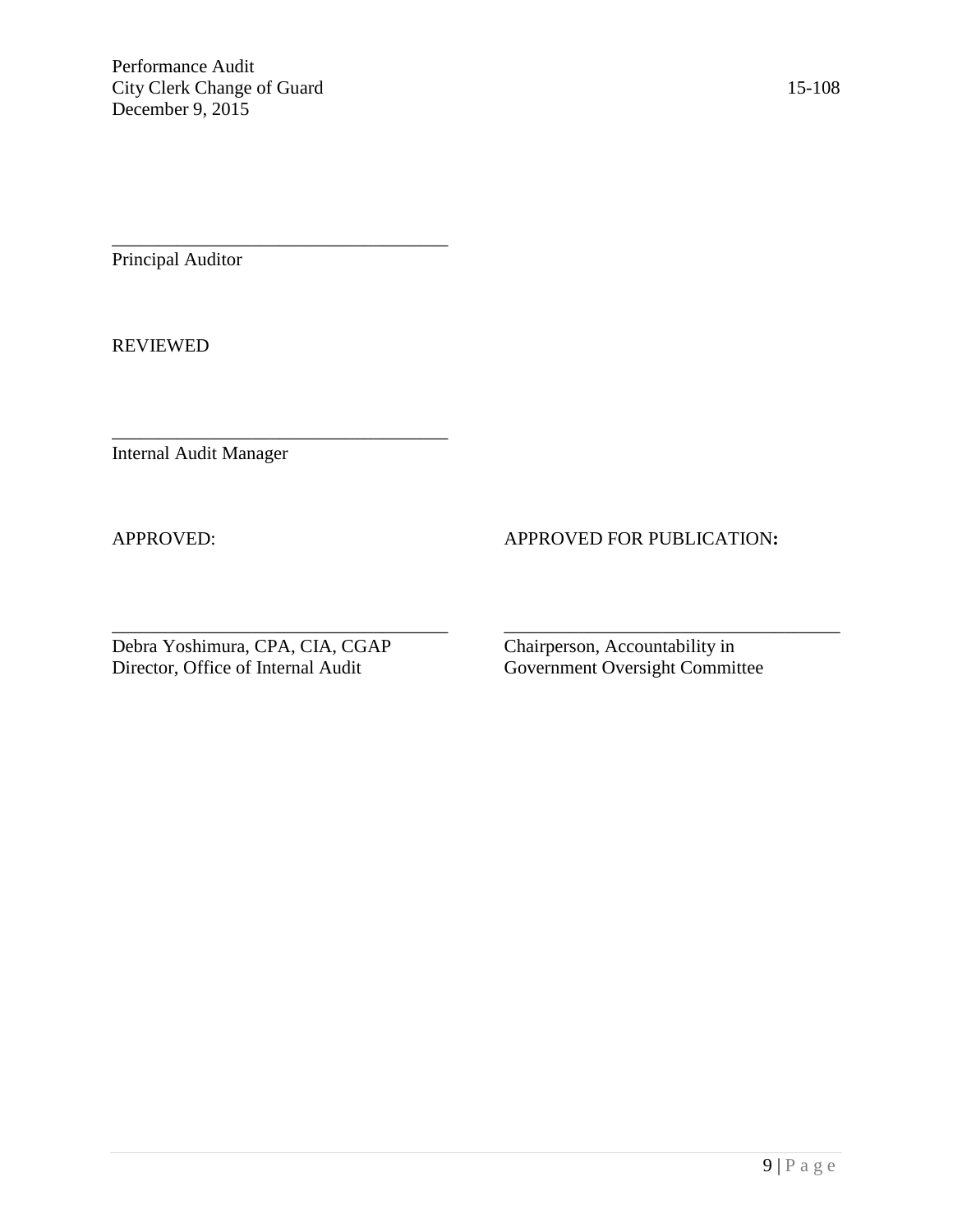\_\_\_\_\_\_\_\_\_\_\_\_\_\_\_\_\_\_\_\_\_\_\_\_\_\_\_\_\_\_\_\_\_\_\_\_

Principal Auditor

REVIEWED

\_\_\_\_\_\_\_\_\_\_\_\_\_\_\_\_\_\_\_\_\_\_\_\_\_\_\_\_\_\_\_\_\_\_\_\_

Internal Audit Manager

APPROVED:

\_\_\_\_\_\_\_\_\_\_\_\_\_\_\_\_\_\_\_\_\_\_\_\_\_\_\_\_\_\_\_\_\_\_\_\_

Debra Yoshimura, CPA, CIA, CGAP
Director, Office of Internal Audit

APPROVED FOR PUBLICATION:

\_\_\_\_\_\_\_\_\_\_\_\_\_\_\_\_\_\_\_\_\_\_\_\_\_\_\_\_\_\_\_\_\_\_\_\_

Chairperson, Accountability in
Government Oversight Committee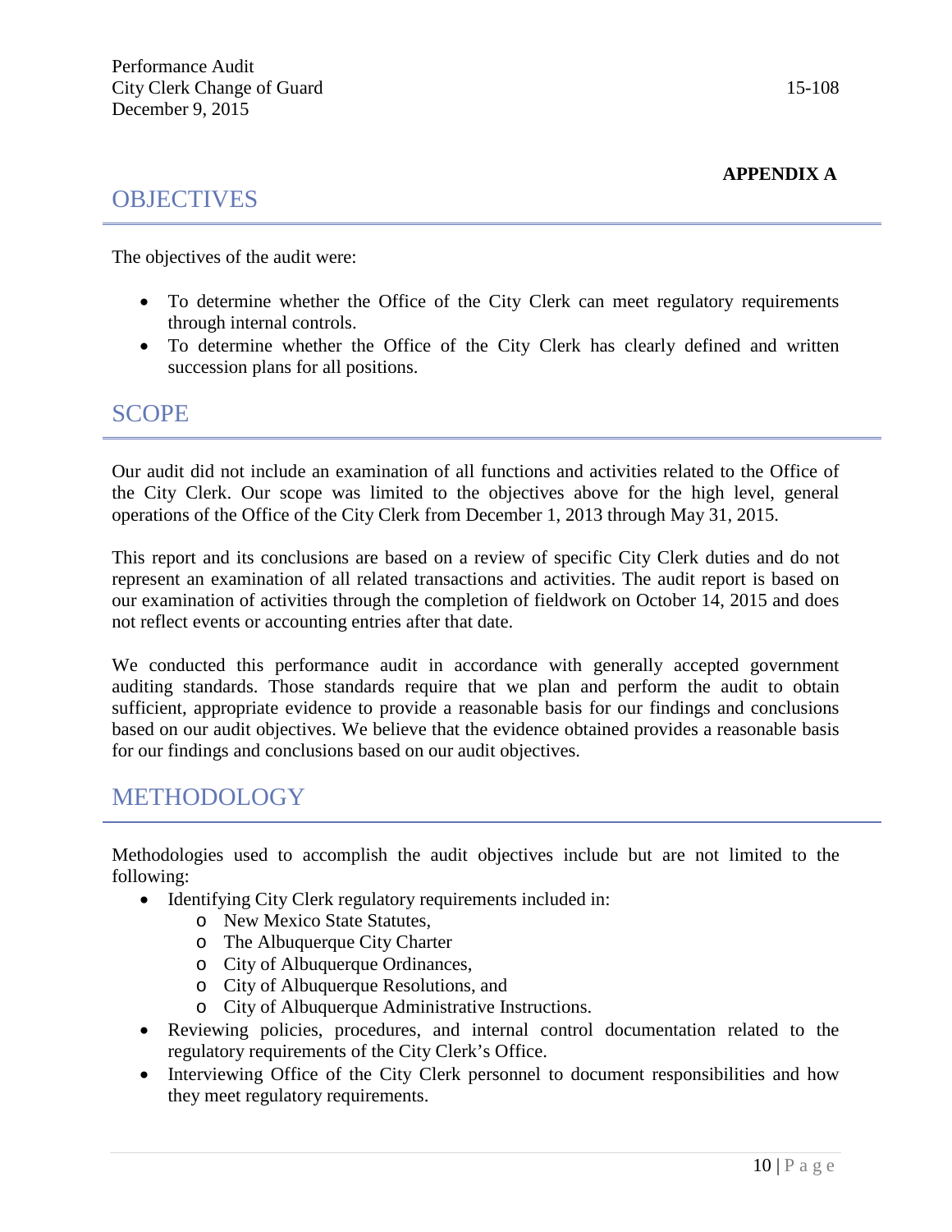**APPENDIX A**

## OBJECTIVES

The objectives of the audit were:

- To determine whether the Office of the City Clerk can meet regulatory requirements through internal controls.
- To determine whether the Office of the City Clerk has clearly defined and written succession plans for all positions.

## SCOPE

Our audit did not include an examination of all functions and activities related to the Office of the City Clerk. Our scope was limited to the objectives above for the high level, general operations of the Office of the City Clerk from December 1, 2013 through May 31, 2015.

This report and its conclusions are based on a review of specific City Clerk duties and do not represent an examination of all related transactions and activities. The audit report is based on our examination of activities through the completion of fieldwork on October 14, 2015 and does not reflect events or accounting entries after that date.

We conducted this performance audit in accordance with generally accepted government auditing standards. Those standards require that we plan and perform the audit to obtain sufficient, appropriate evidence to provide a reasonable basis for our findings and conclusions based on our audit objectives. We believe that the evidence obtained provides a reasonable basis for our findings and conclusions based on our audit objectives.

## METHODOLOGY

Methodologies used to accomplish the audit objectives include but are not limited to the following:

- Identifying City Clerk regulatory requirements included in:
  - New Mexico State Statutes,
  - The Albuquerque City Charter
  - City of Albuquerque Ordinances,
  - City of Albuquerque Resolutions, and
  - City of Albuquerque Administrative Instructions.
- Reviewing policies, procedures, and internal control documentation related to the regulatory requirements of the City Clerk's Office.
- Interviewing Office of the City Clerk personnel to document responsibilities and how they meet regulatory requirements.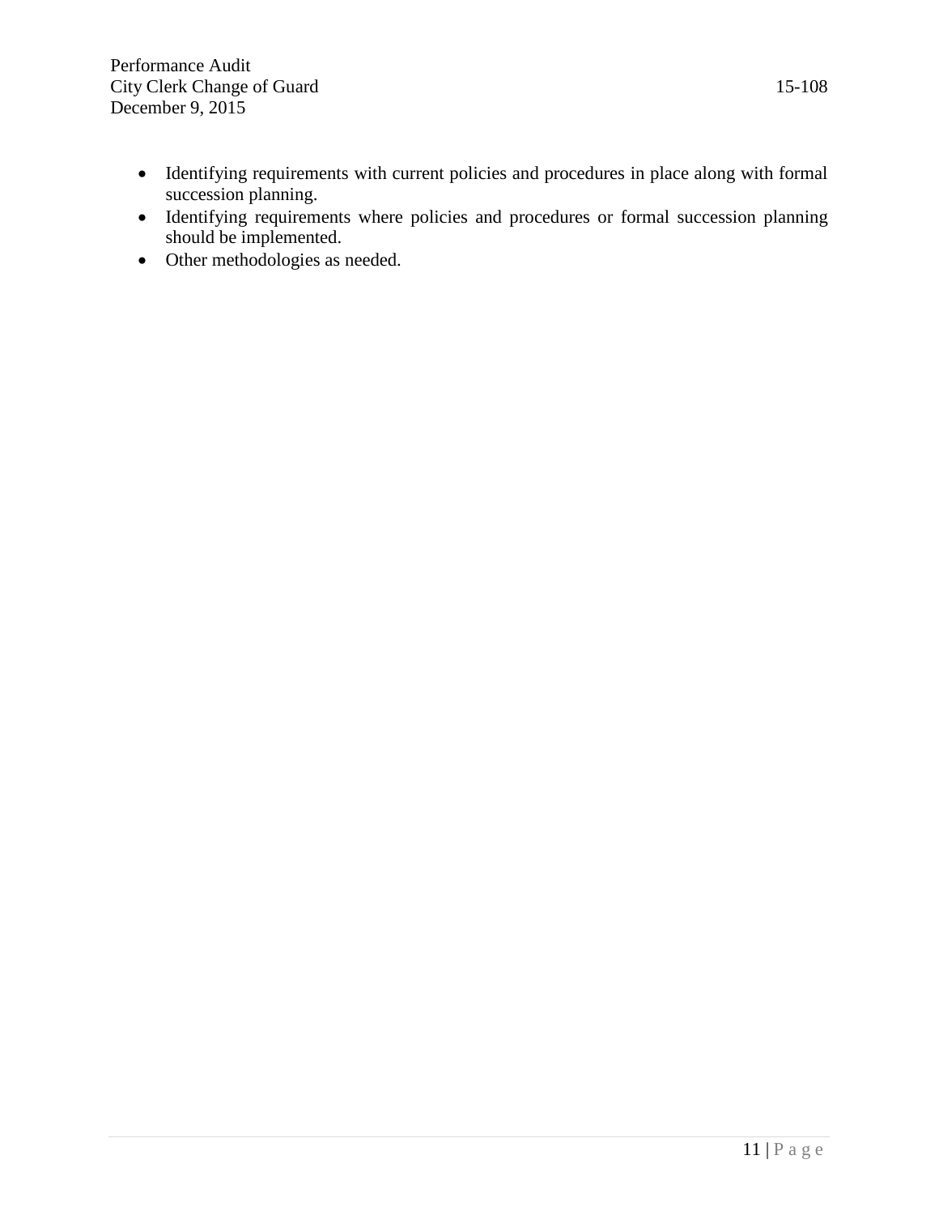- Identifying requirements with current policies and procedures in place along with formal succession planning.
- Identifying requirements where policies and procedures or formal succession planning should be implemented.
- Other methodologies as needed.